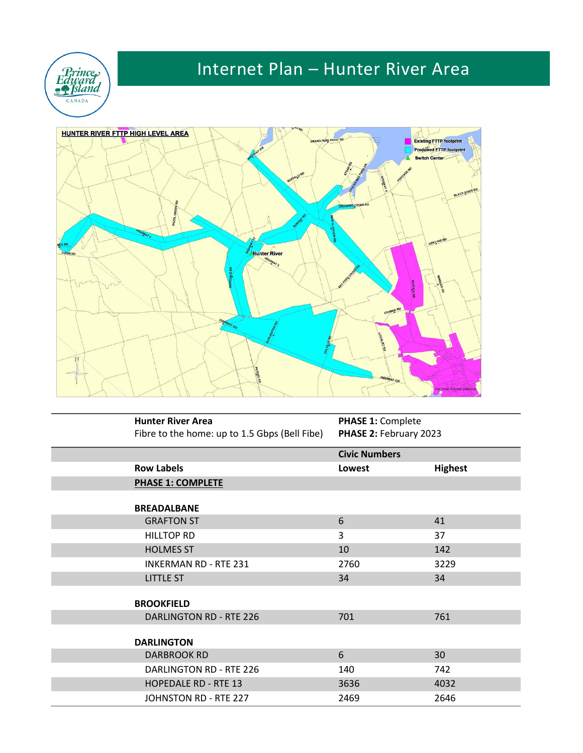# Internet Plan – Hunter River Area

| Hunter River Area<br>Fibre to the home: up to 1.5 Gbps (Bell Fibe) | PHASE 1: Complete<br>PHASE 2: February 2023 | |
|---|---|---|
| | **Civic Numbers** | |
| **Row Labels** | **Lowest** | **Highest** |
| **PHASE 1: COMPLETE** | | |
| **BREADALBANE** | | |
| GRAFTON ST | 6 | 41 |
| HILLTOP RD | 3 | 37 |
| HOLMES ST | 10 | 142 |
| INKERMAN RD - RTE 231 | 2760 | 3229 |
| LITTLE ST | 34 | 34 |
| **BROOKFIELD** | | |
| DARLINGTON RD - RTE 226 | 701 | 761 |
| **DARLINGTON** | | |
| DARBROOK RD | 6 | 30 |
| DARLINGTON RD - RTE 226 | 140 | 742 |
| HOPEDALE RD - RTE 13 | 3636 | 4032 |
| JOHNSTON RD - RTE 227 | 2469 | 2646 |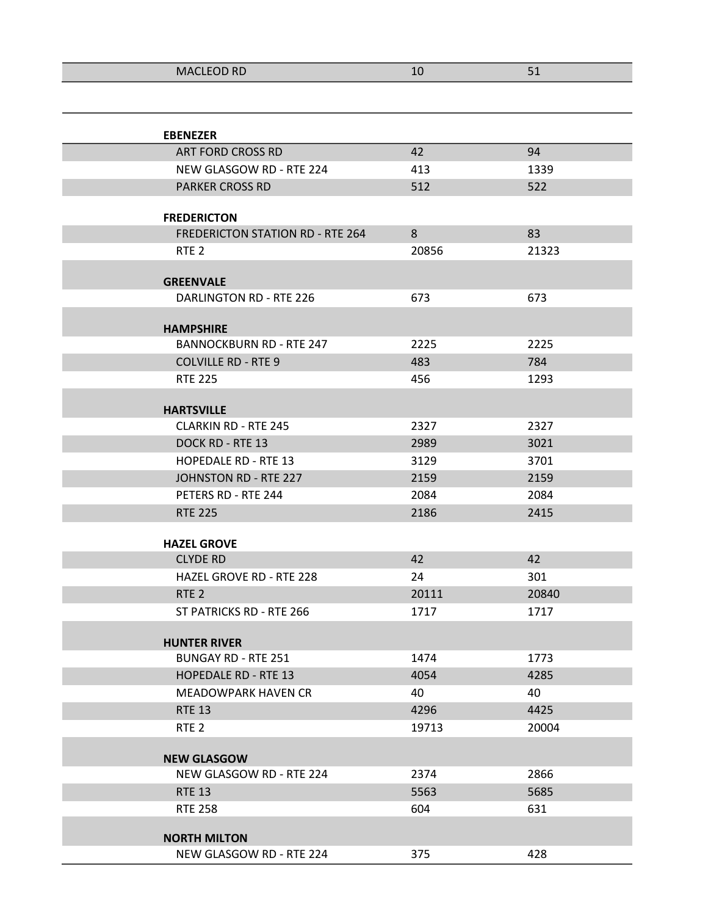| | | |
|---|---|---|
| MACLEOD RD | 10 | 51 |
| **EBENEZER** | | |
| ART FORD CROSS RD | 42 | 94 |
| NEW GLASGOW RD - RTE 224 | 413 | 1339 |
| PARKER CROSS RD | 512 | 522 |
| **FREDERICTON** | | |
| FREDERICTON STATION RD - RTE 264 | 8 | 83 |
| RTE 2 | 20856 | 21323 |
| **GREENVALE** | | |
| DARLINGTON RD - RTE 226 | 673 | 673 |
| **HAMPSHIRE** | | |
| BANNOCKBURN RD - RTE 247 | 2225 | 2225 |
| COLVILLE RD - RTE 9 | 483 | 784 |
| RTE 225 | 456 | 1293 |
| **HARTSVILLE** | | |
| CLARKIN RD - RTE 245 | 2327 | 2327 |
| DOCK RD - RTE 13 | 2989 | 3021 |
| HOPEDALE RD - RTE 13 | 3129 | 3701 |
| JOHNSTON RD - RTE 227 | 2159 | 2159 |
| PETERS RD - RTE 244 | 2084 | 2084 |
| RTE 225 | 2186 | 2415 |
| **HAZEL GROVE** | | |
| CLYDE RD | 42 | 42 |
| HAZEL GROVE RD - RTE 228 | 24 | 301 |
| RTE 2 | 20111 | 20840 |
| ST PATRICKS RD - RTE 266 | 1717 | 1717 |
| **HUNTER RIVER** | | |
| BUNGAY RD - RTE 251 | 1474 | 1773 |
| HOPEDALE RD - RTE 13 | 4054 | 4285 |
| MEADOWPARK HAVEN CR | 40 | 40 |
| RTE 13 | 4296 | 4425 |
| RTE 2 | 19713 | 20004 |
| **NEW GLASGOW** | | |
| NEW GLASGOW RD - RTE 224 | 2374 | 2866 |
| RTE 13 | 5563 | 5685 |
| RTE 258 | 604 | 631 |
| **NORTH MILTON** | | |
| NEW GLASGOW RD - RTE 224 | 375 | 428 |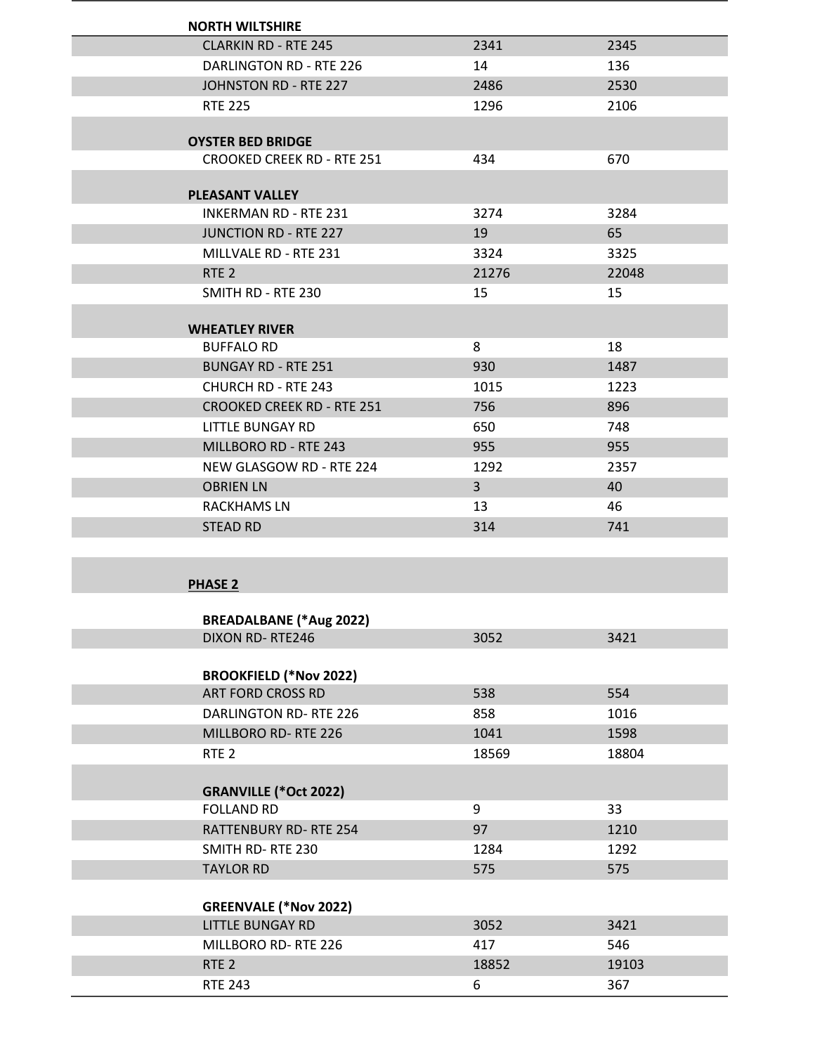| | | |
|---|---|---|
| **NORTH WILTSHIRE** | | |
| CLARKIN RD - RTE 245 | 2341 | 2345 |
| DARLINGTON RD - RTE 226 | 14 | 136 |
| JOHNSTON RD - RTE 227 | 2486 | 2530 |
| RTE 225 | 1296 | 2106 |
| | | |
| **OYSTER BED BRIDGE** | | |
| CROOKED CREEK RD - RTE 251 | 434 | 670 |
| | | |
| **PLEASANT VALLEY** | | |
| INKERMAN RD - RTE 231 | 3274 | 3284 |
| JUNCTION RD - RTE 227 | 19 | 65 |
| MILLVALE RD - RTE 231 | 3324 | 3325 |
| RTE 2 | 21276 | 22048 |
| SMITH RD - RTE 230 | 15 | 15 |
| | | |
| **WHEATLEY RIVER** | | |
| BUFFALO RD | 8 | 18 |
| BUNGAY RD - RTE 251 | 930 | 1487 |
| CHURCH RD - RTE 243 | 1015 | 1223 |
| CROOKED CREEK RD - RTE 251 | 756 | 896 |
| LITTLE BUNGAY RD | 650 | 748 |
| MILLBORO RD - RTE 243 | 955 | 955 |
| NEW GLASGOW RD - RTE 224 | 1292 | 2357 |
| OBRIEN LN | 3 | 40 |
| RACKHAMS LN | 13 | 46 |
| STEAD RD | 314 | 741 |
| | | |
| **PHASE 2** | | |
| | | |
| **BREADALBANE (*Aug 2022)** | | |
| DIXON RD- RTE246 | 3052 | 3421 |
| | | |
| **BROOKFIELD (*Nov 2022)** | | |
| ART FORD CROSS RD | 538 | 554 |
| DARLINGTON RD- RTE 226 | 858 | 1016 |
| MILLBORO RD- RTE 226 | 1041 | 1598 |
| RTE 2 | 18569 | 18804 |
| | | |
| **GRANVILLE (*Oct 2022)** | | |
| FOLLAND RD | 9 | 33 |
| RATTENBURY RD- RTE 254 | 97 | 1210 |
| SMITH RD- RTE 230 | 1284 | 1292 |
| TAYLOR RD | 575 | 575 |
| | | |
| **GREENVALE (*Nov 2022)** | | |
| LITTLE BUNGAY RD | 3052 | 3421 |
| MILLBORO RD- RTE 226 | 417 | 546 |
| RTE 2 | 18852 | 19103 |
| RTE 243 | 6 | 367 |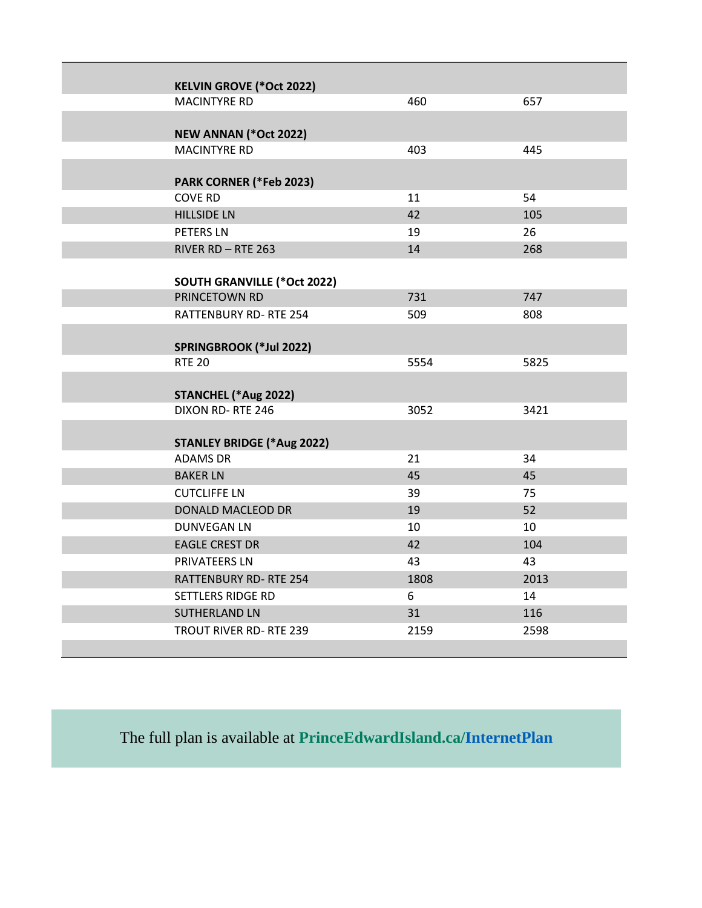| | | |
|---|---|---|
| **KELVIN GROVE (*Oct 2022)** | | |
| MACINTYRE RD | 460 | 657 |
| **NEW ANNAN (*Oct 2022)** | | |
| MACINTYRE RD | 403 | 445 |
| **PARK CORNER (*Feb 2023)** | | |
| COVE RD | 11 | 54 |
| HILLSIDE LN | 42 | 105 |
| PETERS LN | 19 | 26 |
| RIVER RD – RTE 263 | 14 | 268 |
| **SOUTH GRANVILLE (*Oct 2022)** | | |
| PRINCETOWN RD | 731 | 747 |
| RATTENBURY RD- RTE 254 | 509 | 808 |
| **SPRINGBROOK (*Jul 2022)** | | |
| RTE 20 | 5554 | 5825 |
| **STANCHEL (*Aug 2022)** | | |
| DIXON RD- RTE 246 | 3052 | 3421 |
| **STANLEY BRIDGE (*Aug 2022)** | | |
| ADAMS DR | 21 | 34 |
| BAKER LN | 45 | 45 |
| CUTCLIFFE LN | 39 | 75 |
| DONALD MACLEOD DR | 19 | 52 |
| DUNVEGAN LN | 10 | 10 |
| EAGLE CREST DR | 42 | 104 |
| PRIVATEERS LN | 43 | 43 |
| RATTENBURY RD- RTE 254 | 1808 | 2013 |
| SETTLERS RIDGE RD | 6 | 14 |
| SUTHERLAND LN | 31 | 116 |
| TROUT RIVER RD- RTE 239 | 2159 | 2598 |

The full plan is available at **PrinceEdwardIsland.ca/InternetPlan**